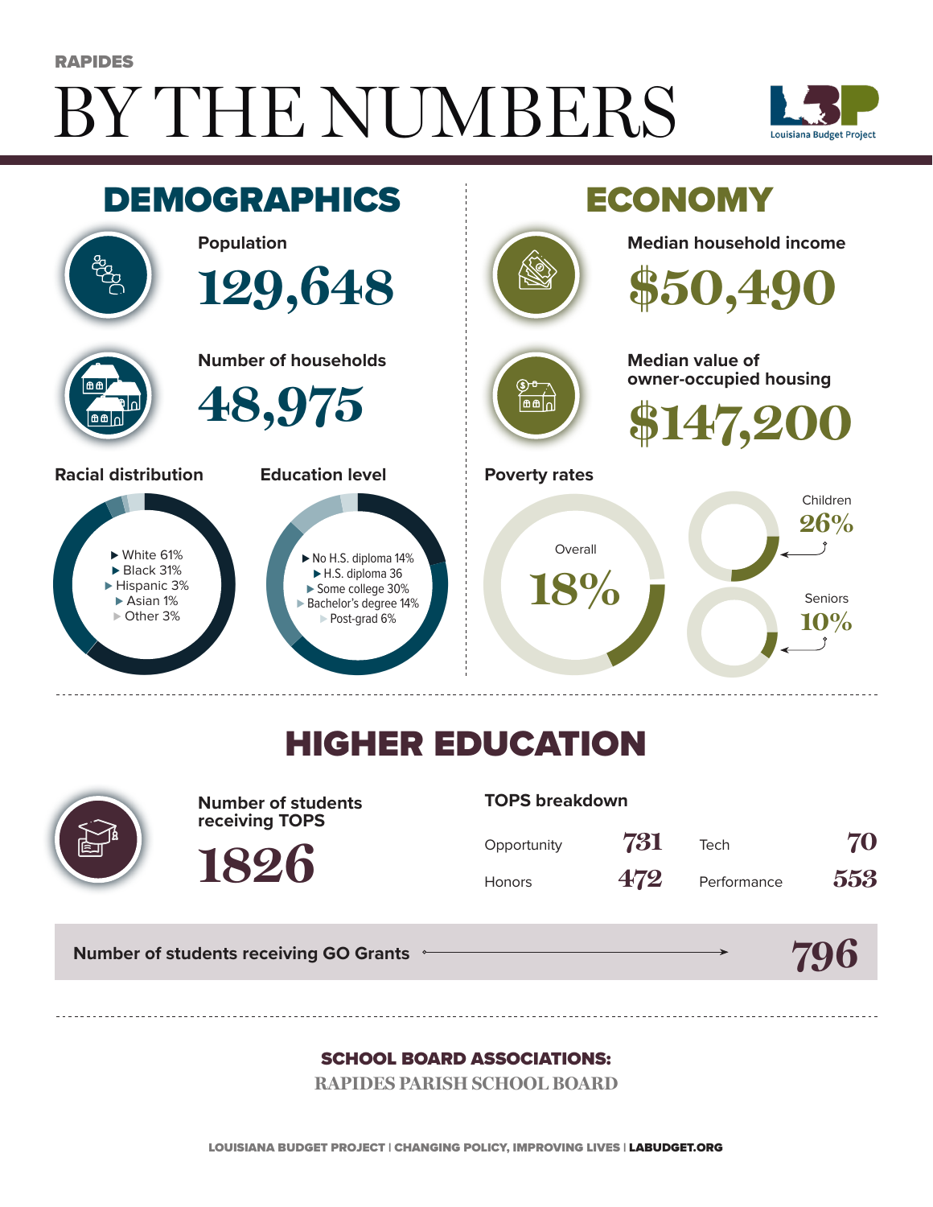RAPIDES

# BY THE NUMBERS

Louisiana Budget Project

## DEMOGRAPHICS

**Population**

129,648

**Number of households**

48,975

**Racial distribution**

- White 61%
- Black 31%
- Hispanic 3%
- Asian 1%
- Other 3%

**Education level**

- No H.S. diploma 14%
- H.S. diploma 36
- Some college 30%
- Bachelor's degree 14%
- Post-grad 6%

## ECONOMY

**Median household income**

$50,490

**Median value of owner-occupied housing**

$147,200

**Poverty rates**

Overall 18%

Children 26%

Seniors 10%

## HIGHER EDUCATION

**Number of students receiving TOPS**

1826

**TOPS breakdown**

| | | | |
|---|---|---|---|
| Opportunity | 731 | Tech | 70 |
| Honors | 472 | Performance | 553 |

**Number of students receiving GO Grants** → 796

**SCHOOL BOARD ASSOCIATIONS:**

RAPIDES PARISH SCHOOL BOARD

LOUISIANA BUDGET PROJECT | CHANGING POLICY, IMPROVING LIVES | LABUDGET.ORG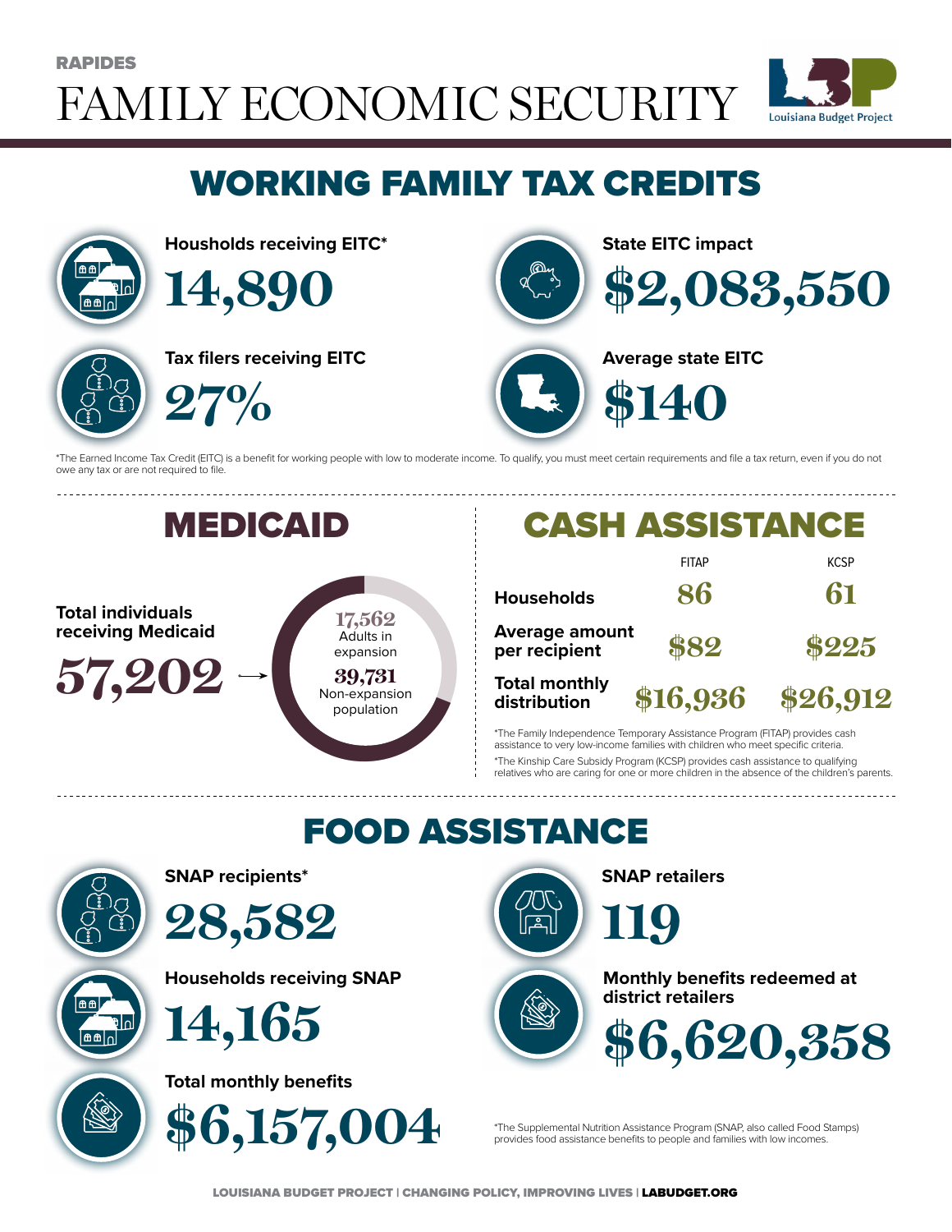RAPIDES

# FAMILY ECONOMIC SECURITY

Louisiana Budget Project

## WORKING FAMILY TAX CREDITS

**Households receiving EITC***

**14,890**

**State EITC impact**

**$2,083,550**

**Tax filers receiving EITC**

**27%**

**Average state EITC**

**$140**

*The Earned Income Tax Credit (EITC) is a benefit for working people with low to moderate income. To qualify, you must meet certain requirements and file a tax return, even if you do not owe any tax or are not required to file.

## MEDICAID

**Total individuals receiving Medicaid**

**57,202**

17,562
Adults in expansion

39,731
Non-expansion population

## CASH ASSISTANCE

| | FITAP | KCSP |
|---|---|---|
| **Households** | 86 | 61 |
| **Average amount per recipient** | $82 | $225 |
| **Total monthly distribution** | $16,936 | $26,912 |

*The Family Independence Temporary Assistance Program (FITAP) provides cash assistance to very low-income families with children who meet specific criteria.

*The Kinship Care Subsidy Program (KCSP) provides cash assistance to qualifying relatives who are caring for one or more children in the absence of the children's parents.

## FOOD ASSISTANCE

**SNAP recipients***

**28,582**

**Households receiving SNAP**

**14,165**

**Total monthly benefits**

**$6,157,004**

**SNAP retailers**

**119**

**Monthly benefits redeemed at district retailers**

**$6,620,358**

*The Supplemental Nutrition Assistance Program (SNAP, also called Food Stamps) provides food assistance benefits to people and families with low incomes.

LOUISIANA BUDGET PROJECT | CHANGING POLICY, IMPROVING LIVES | **LABUDGET.ORG**